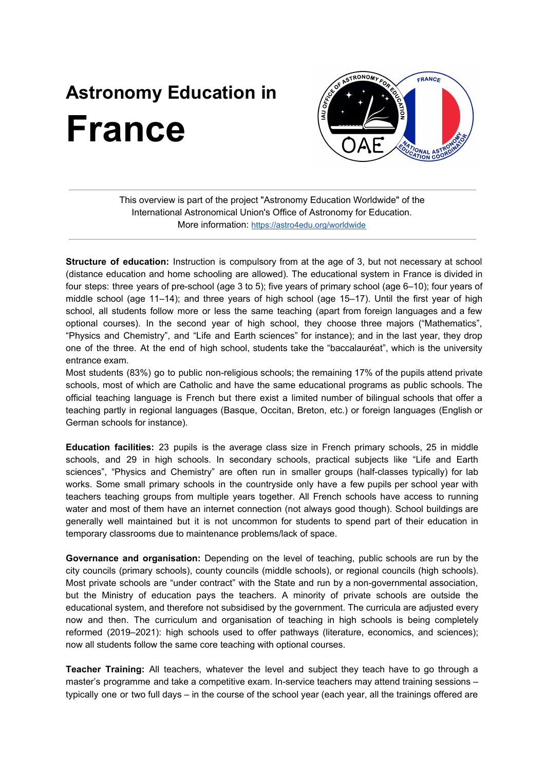# Astronomy Education in France

This overview is part of the project "Astronomy Education Worldwide" of the International Astronomical Union's Office of Astronomy for Education.
More information: https://astro4edu.org/worldwide

**Structure of education:** Instruction is compulsory from at the age of 3, but not necessary at school (distance education and home schooling are allowed). The educational system in France is divided in four steps: three years of pre-school (age 3 to 5); five years of primary school (age 6–10); four years of middle school (age 11–14); and three years of high school (age 15–17). Until the first year of high school, all students follow more or less the same teaching (apart from foreign languages and a few optional courses). In the second year of high school, they choose three majors ("Mathematics", "Physics and Chemistry", and "Life and Earth sciences" for instance); and in the last year, they drop one of the three. At the end of high school, students take the "baccalauréat", which is the university entrance exam.

Most students (83%) go to public non-religious schools; the remaining 17% of the pupils attend private schools, most of which are Catholic and have the same educational programs as public schools. The official teaching language is French but there exist a limited number of bilingual schools that offer a teaching partly in regional languages (Basque, Occitan, Breton, etc.) or foreign languages (English or German schools for instance).

**Education facilities:** 23 pupils is the average class size in French primary schools, 25 in middle schools, and 29 in high schools. In secondary schools, practical subjects like "Life and Earth sciences", "Physics and Chemistry" are often run in smaller groups (half-classes typically) for lab works. Some small primary schools in the countryside only have a few pupils per school year with teachers teaching groups from multiple years together. All French schools have access to running water and most of them have an internet connection (not always good though). School buildings are generally well maintained but it is not uncommon for students to spend part of their education in temporary classrooms due to maintenance problems/lack of space.

**Governance and organisation:** Depending on the level of teaching, public schools are run by the city councils (primary schools), county councils (middle schools), or regional councils (high schools). Most private schools are "under contract" with the State and run by a non-governmental association, but the Ministry of education pays the teachers. A minority of private schools are outside the educational system, and therefore not subsidised by the government. The curricula are adjusted every now and then. The curriculum and organisation of teaching in high schools is being completely reformed (2019–2021): high schools used to offer pathways (literature, economics, and sciences); now all students follow the same core teaching with optional courses.

**Teacher Training:** All teachers, whatever the level and subject they teach have to go through a master's programme and take a competitive exam. In-service teachers may attend training sessions – typically one or two full days – in the course of the school year (each year, all the trainings offered are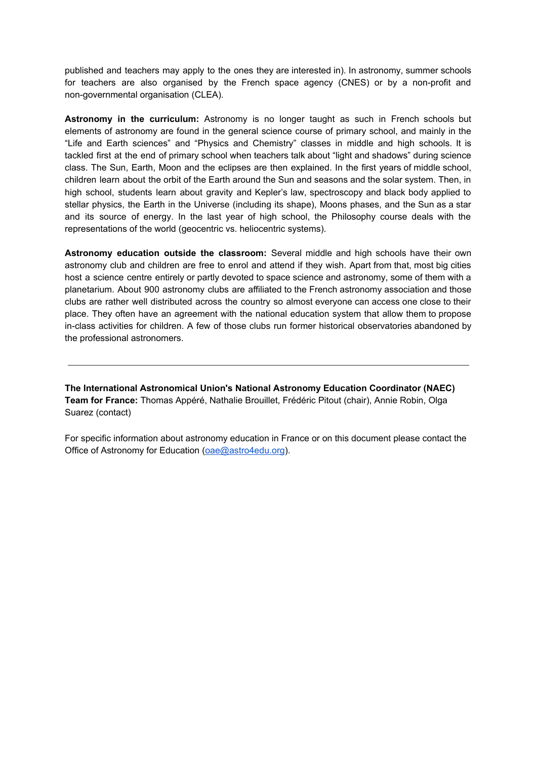published and teachers may apply to the ones they are interested in). In astronomy, summer schools for teachers are also organised by the French space agency (CNES) or by a non-profit and non-governmental organisation (CLEA).

**Astronomy in the curriculum:** Astronomy is no longer taught as such in French schools but elements of astronomy are found in the general science course of primary school, and mainly in the "Life and Earth sciences" and "Physics and Chemistry" classes in middle and high schools. It is tackled first at the end of primary school when teachers talk about "light and shadows" during science class. The Sun, Earth, Moon and the eclipses are then explained. In the first years of middle school, children learn about the orbit of the Earth around the Sun and seasons and the solar system. Then, in high school, students learn about gravity and Kepler's law, spectroscopy and black body applied to stellar physics, the Earth in the Universe (including its shape), Moons phases, and the Sun as a star and its source of energy. In the last year of high school, the Philosophy course deals with the representations of the world (geocentric vs. heliocentric systems).

**Astronomy education outside the classroom:** Several middle and high schools have their own astronomy club and children are free to enrol and attend if they wish. Apart from that, most big cities host a science centre entirely or partly devoted to space science and astronomy, some of them with a planetarium. About 900 astronomy clubs are affiliated to the French astronomy association and those clubs are rather well distributed across the country so almost everyone can access one close to their place. They often have an agreement with the national education system that allow them to propose in-class activities for children. A few of those clubs run former historical observatories abandoned by the professional astronomers.

---

**The International Astronomical Union's National Astronomy Education Coordinator (NAEC) Team for France:** Thomas Appéré, Nathalie Brouillet, Frédéric Pitout (chair), Annie Robin, Olga Suarez (contact)

For specific information about astronomy education in France or on this document please contact the Office of Astronomy for Education (oae@astro4edu.org).